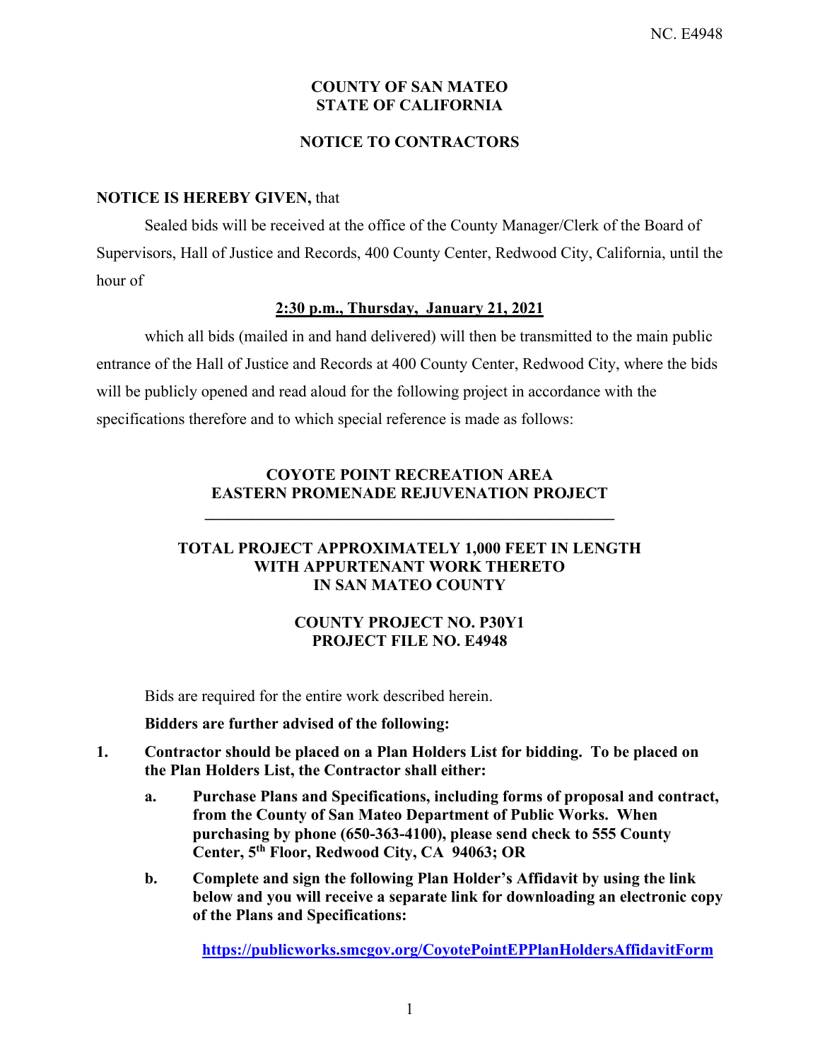NC. E4948

**COUNTY OF SAN MATEO**
**STATE OF CALIFORNIA**

**NOTICE TO CONTRACTORS**

**NOTICE IS HEREBY GIVEN,** that

Sealed bids will be received at the office of the County Manager/Clerk of the Board of Supervisors, Hall of Justice and Records, 400 County Center, Redwood City, California, until the hour of

**2:30 p.m., Thursday, January 21, 2021**

which all bids (mailed in and hand delivered) will then be transmitted to the main public entrance of the Hall of Justice and Records at 400 County Center, Redwood City, where the bids will be publicly opened and read aloud for the following project in accordance with the specifications therefore and to which special reference is made as follows:

**COYOTE POINT RECREATION AREA**
**EASTERN PROMENADE REJUVENATION PROJECT**

---

**TOTAL PROJECT APPROXIMATELY 1,000 FEET IN LENGTH**
**WITH APPURTENANT WORK THERETO**
**IN SAN MATEO COUNTY**

**COUNTY PROJECT NO. P30Y1**
**PROJECT FILE NO. E4948**

Bids are required for the entire work described herein.

**Bidders are further advised of the following:**

1. **Contractor should be placed on a Plan Holders List for bidding. To be placed on the Plan Holders List, the Contractor shall either:**

   a. **Purchase Plans and Specifications, including forms of proposal and contract, from the County of San Mateo Department of Public Works. When purchasing by phone (650-363-4100), please send check to 555 County Center, 5th Floor, Redwood City, CA 94063; OR**

   b. **Complete and sign the following Plan Holder's Affidavit by using the link below and you will receive a separate link for downloading an electronic copy of the Plans and Specifications:**

      **https://publicworks.smcgov.org/CoyotePointEPPlanHoldersAffidavitForm**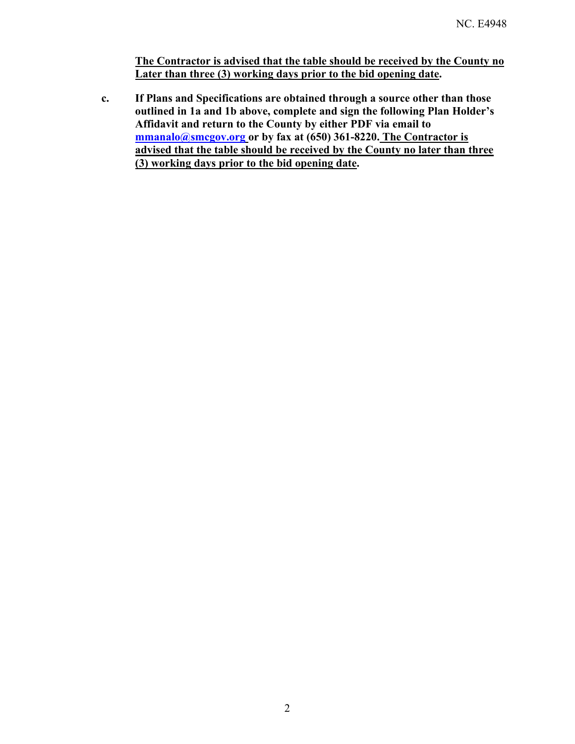**<u>The Contractor is advised that the table should be received by the County no Later than three (3) working days prior to the bid opening date</u>.**

**c. If Plans and Specifications are obtained through a source other than those outlined in 1a and 1b above, complete and sign the following Plan Holder's Affidavit and return to the County by either PDF via email to [mmanalo@smcgov.org](mailto:mmanalo@smcgov.org) or by fax at (650) 361-8220. <u>The Contractor is advised that the table should be received by the County no later than three (3) working days prior to the bid opening date</u>.**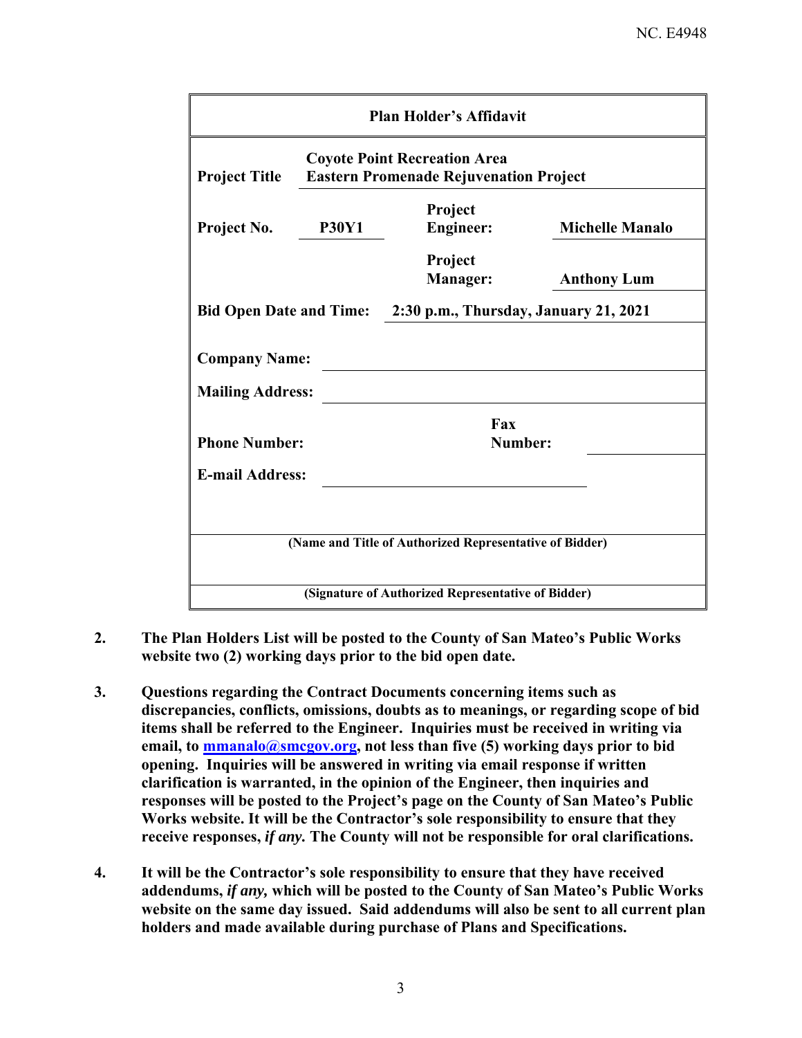NC. E4948

| Plan Holder's Affidavit | | | |
|---|---|---|---|
| **Project Title** | **Coyote Point Recreation Area Eastern Promenade Rejuvenation Project** | | |
| **Project No.** | **P30Y1** | **Project Engineer:** | **Michelle Manalo** |
| | | **Project Manager:** | **Anthony Lum** |
| **Bid Open Date and Time:** | **2:30 p.m., Thursday, January 21, 2021** | | |
| **Company Name:** | | | |
| **Mailing Address:** | | | |
| **Phone Number:** | | **Fax Number:** | |
| **E-mail Address:** | | | |
| **(Name and Title of Authorized Representative of Bidder)** | | | |
| **(Signature of Authorized Representative of Bidder)** | | | |

2. **The Plan Holders List will be posted to the County of San Mateo's Public Works website two (2) working days prior to the bid open date.**

3. **Questions regarding the Contract Documents concerning items such as discrepancies, conflicts, omissions, doubts as to meanings, or regarding scope of bid items shall be referred to the Engineer. Inquiries must be received in writing via email, to mmanalo@smcgov.org, not less than five (5) working days prior to bid opening. Inquiries will be answered in writing via email response if written clarification is warranted, in the opinion of the Engineer, then inquiries and responses will be posted to the Project's page on the County of San Mateo's Public Works website. It will be the Contractor's sole responsibility to ensure that they receive responses, *if any.* The County will not be responsible for oral clarifications.**

4. **It will be the Contractor's sole responsibility to ensure that they have received addendums, *if any,* which will be posted to the County of San Mateo's Public Works website on the same day issued. Said addendums will also be sent to all current plan holders and made available during purchase of Plans and Specifications.**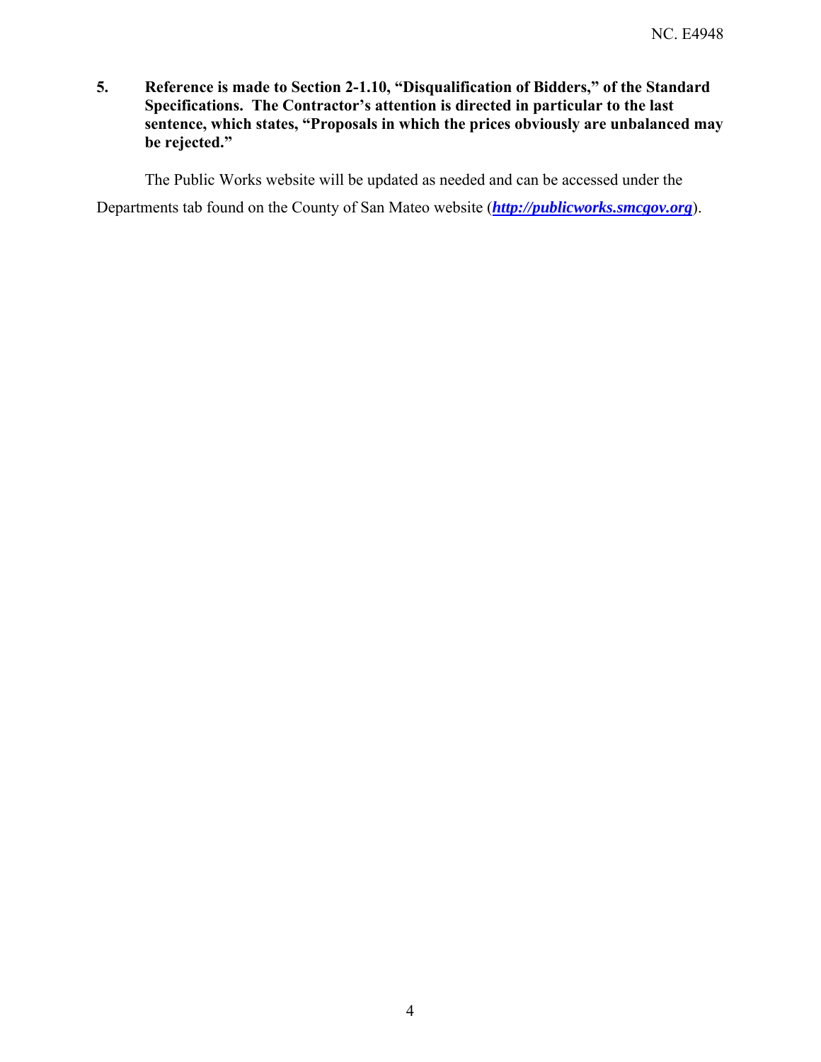**5. Reference is made to Section 2-1.10, "Disqualification of Bidders," of the Standard Specifications. The Contractor's attention is directed in particular to the last sentence, which states, "Proposals in which the prices obviously are unbalanced may be rejected."**

The Public Works website will be updated as needed and can be accessed under the Departments tab found on the County of San Mateo website (***http://publicworks.smcgov.org***).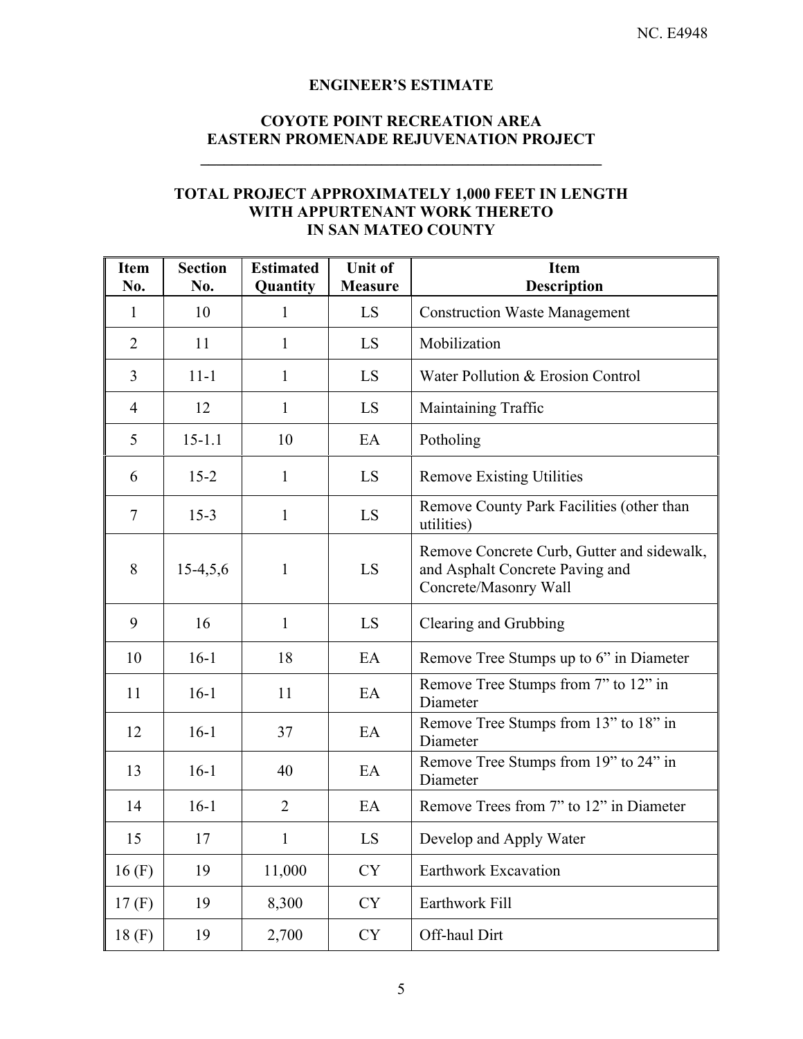NC. E4948

## ENGINEER'S ESTIMATE

## COYOTE POINT RECREATION AREA
## EASTERN PROMENADE REJUVENATION PROJECT

---

### TOTAL PROJECT APPROXIMATELY 1,000 FEET IN LENGTH
### WITH APPURTENANT WORK THERETO
### IN SAN MATEO COUNTY

| Item No. | Section No. | Estimated Quantity | Unit of Measure | Item Description |
|---|---|---|---|---|
| 1 | 10 | 1 | LS | Construction Waste Management |
| 2 | 11 | 1 | LS | Mobilization |
| 3 | 11-1 | 1 | LS | Water Pollution & Erosion Control |
| 4 | 12 | 1 | LS | Maintaining Traffic |
| 5 | 15-1.1 | 10 | EA | Potholing |
| 6 | 15-2 | 1 | LS | Remove Existing Utilities |
| 7 | 15-3 | 1 | LS | Remove County Park Facilities (other than utilities) |
| 8 | 15-4,5,6 | 1 | LS | Remove Concrete Curb, Gutter and sidewalk, and Asphalt Concrete Paving and Concrete/Masonry Wall |
| 9 | 16 | 1 | LS | Clearing and Grubbing |
| 10 | 16-1 | 18 | EA | Remove Tree Stumps up to 6" in Diameter |
| 11 | 16-1 | 11 | EA | Remove Tree Stumps from 7" to 12" in Diameter |
| 12 | 16-1 | 37 | EA | Remove Tree Stumps from 13" to 18" in Diameter |
| 13 | 16-1 | 40 | EA | Remove Tree Stumps from 19" to 24" in Diameter |
| 14 | 16-1 | 2 | EA | Remove Trees from 7" to 12" in Diameter |
| 15 | 17 | 1 | LS | Develop and Apply Water |
| 16 (F) | 19 | 11,000 | CY | Earthwork Excavation |
| 17 (F) | 19 | 8,300 | CY | Earthwork Fill |
| 18 (F) | 19 | 2,700 | CY | Off-haul Dirt |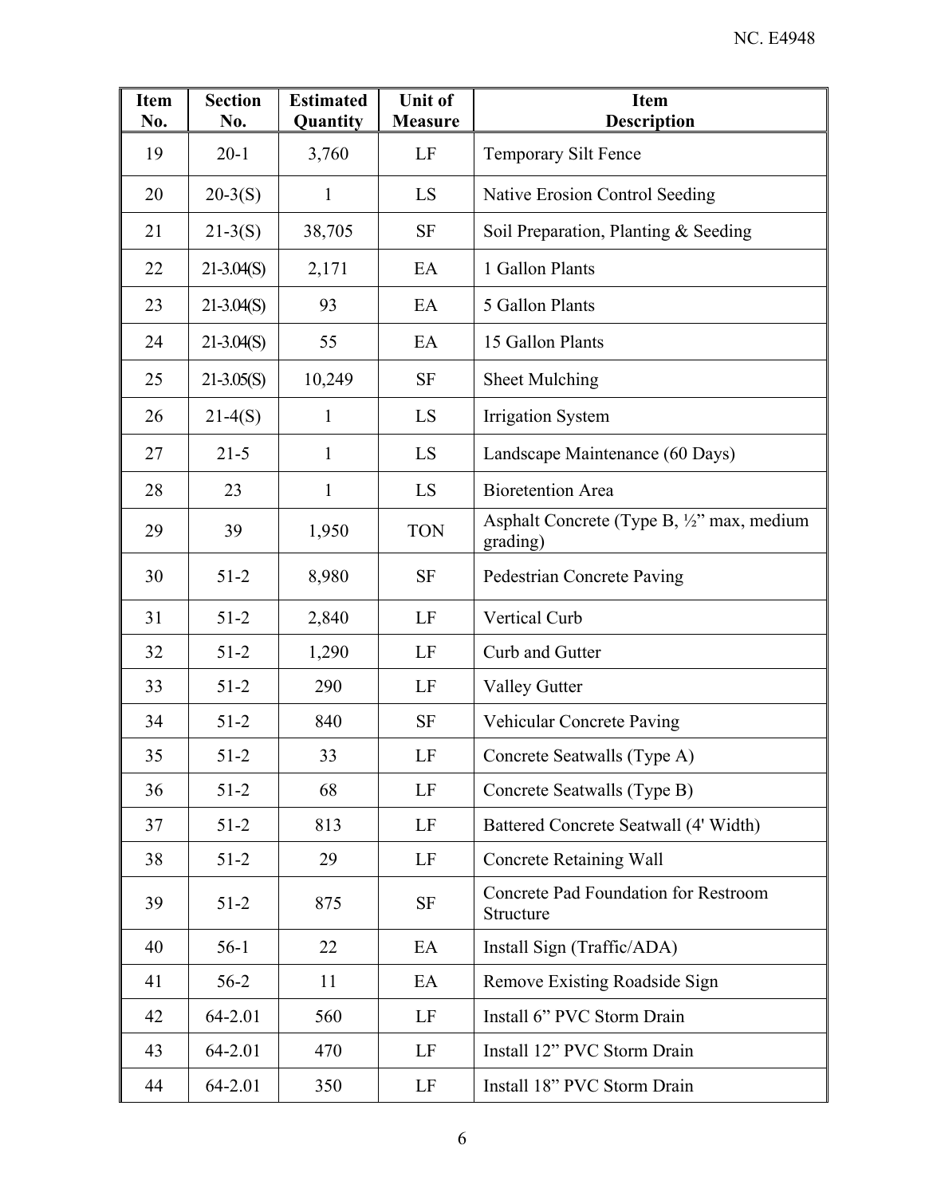| Item No. | Section No. | Estimated Quantity | Unit of Measure | Item Description |
|---|---|---|---|---|
| 19 | 20-1 | 3,760 | LF | Temporary Silt Fence |
| 20 | 20-3(S) | 1 | LS | Native Erosion Control Seeding |
| 21 | 21-3(S) | 38,705 | SF | Soil Preparation, Planting & Seeding |
| 22 | 21-3.04(S) | 2,171 | EA | 1 Gallon Plants |
| 23 | 21-3.04(S) | 93 | EA | 5 Gallon Plants |
| 24 | 21-3.04(S) | 55 | EA | 15 Gallon Plants |
| 25 | 21-3.05(S) | 10,249 | SF | Sheet Mulching |
| 26 | 21-4(S) | 1 | LS | Irrigation System |
| 27 | 21-5 | 1 | LS | Landscape Maintenance (60 Days) |
| 28 | 23 | 1 | LS | Bioretention Area |
| 29 | 39 | 1,950 | TON | Asphalt Concrete (Type B, ½" max, medium grading) |
| 30 | 51-2 | 8,980 | SF | Pedestrian Concrete Paving |
| 31 | 51-2 | 2,840 | LF | Vertical Curb |
| 32 | 51-2 | 1,290 | LF | Curb and Gutter |
| 33 | 51-2 | 290 | LF | Valley Gutter |
| 34 | 51-2 | 840 | SF | Vehicular Concrete Paving |
| 35 | 51-2 | 33 | LF | Concrete Seatwalls (Type A) |
| 36 | 51-2 | 68 | LF | Concrete Seatwalls (Type B) |
| 37 | 51-2 | 813 | LF | Battered Concrete Seatwall (4' Width) |
| 38 | 51-2 | 29 | LF | Concrete Retaining Wall |
| 39 | 51-2 | 875 | SF | Concrete Pad Foundation for Restroom Structure |
| 40 | 56-1 | 22 | EA | Install Sign (Traffic/ADA) |
| 41 | 56-2 | 11 | EA | Remove Existing Roadside Sign |
| 42 | 64-2.01 | 560 | LF | Install 6" PVC Storm Drain |
| 43 | 64-2.01 | 470 | LF | Install 12" PVC Storm Drain |
| 44 | 64-2.01 | 350 | LF | Install 18" PVC Storm Drain |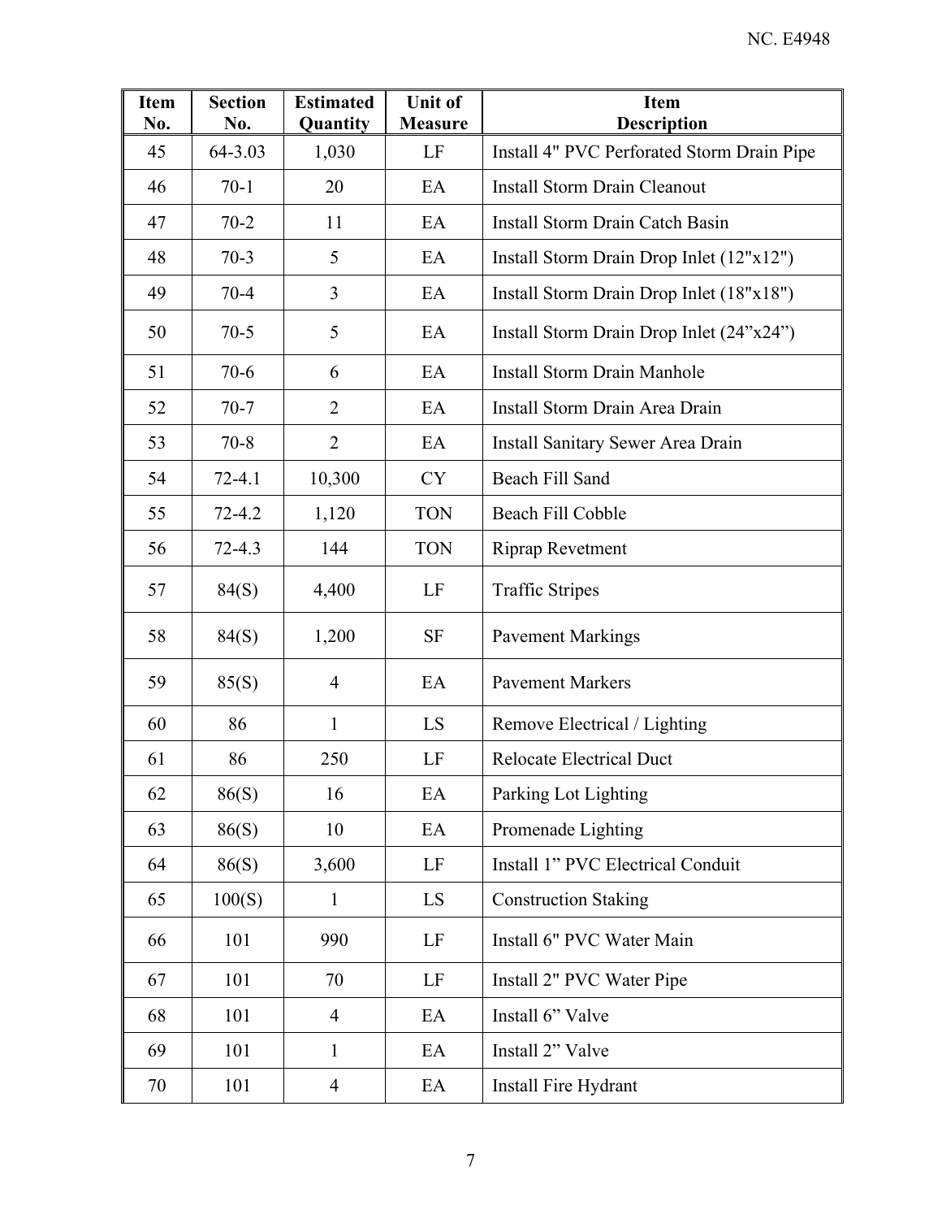| Item No. | Section No. | Estimated Quantity | Unit of Measure | Item Description |
|---|---|---|---|---|
| 45 | 64-3.03 | 1,030 | LF | Install 4" PVC Perforated Storm Drain Pipe |
| 46 | 70-1 | 20 | EA | Install Storm Drain Cleanout |
| 47 | 70-2 | 11 | EA | Install Storm Drain Catch Basin |
| 48 | 70-3 | 5 | EA | Install Storm Drain Drop Inlet (12"x12") |
| 49 | 70-4 | 3 | EA | Install Storm Drain Drop Inlet (18"x18") |
| 50 | 70-5 | 5 | EA | Install Storm Drain Drop Inlet (24”x24”) |
| 51 | 70-6 | 6 | EA | Install Storm Drain Manhole |
| 52 | 70-7 | 2 | EA | Install Storm Drain Area Drain |
| 53 | 70-8 | 2 | EA | Install Sanitary Sewer Area Drain |
| 54 | 72-4.1 | 10,300 | CY | Beach Fill Sand |
| 55 | 72-4.2 | 1,120 | TON | Beach Fill Cobble |
| 56 | 72-4.3 | 144 | TON | Riprap Revetment |
| 57 | 84(S) | 4,400 | LF | Traffic Stripes |
| 58 | 84(S) | 1,200 | SF | Pavement Markings |
| 59 | 85(S) | 4 | EA | Pavement Markers |
| 60 | 86 | 1 | LS | Remove Electrical / Lighting |
| 61 | 86 | 250 | LF | Relocate Electrical Duct |
| 62 | 86(S) | 16 | EA | Parking Lot Lighting |
| 63 | 86(S) | 10 | EA | Promenade Lighting |
| 64 | 86(S) | 3,600 | LF | Install 1” PVC Electrical Conduit |
| 65 | 100(S) | 1 | LS | Construction Staking |
| 66 | 101 | 990 | LF | Install 6" PVC Water Main |
| 67 | 101 | 70 | LF | Install 2" PVC Water Pipe |
| 68 | 101 | 4 | EA | Install 6” Valve |
| 69 | 101 | 1 | EA | Install 2” Valve |
| 70 | 101 | 4 | EA | Install Fire Hydrant |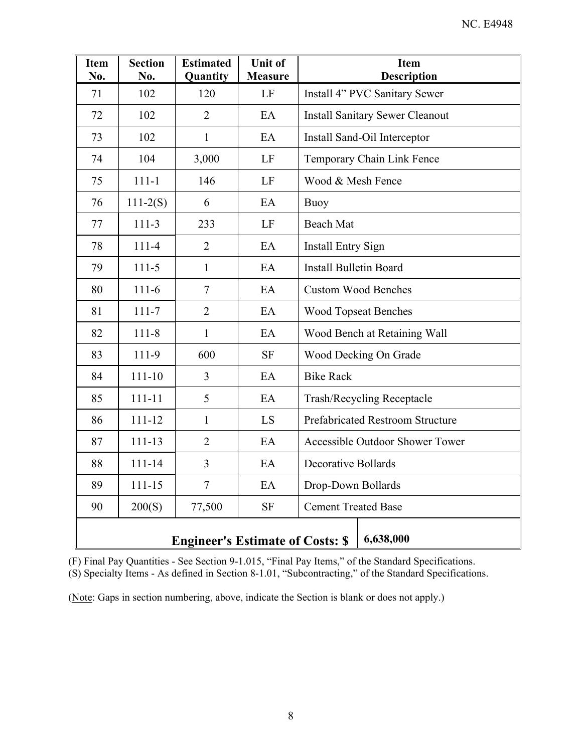| Item No. | Section No. | Estimated Quantity | Unit of Measure | Item Description |
|---|---|---|---|---|
| 71 | 102 | 120 | LF | Install 4" PVC Sanitary Sewer |
| 72 | 102 | 2 | EA | Install Sanitary Sewer Cleanout |
| 73 | 102 | 1 | EA | Install Sand-Oil Interceptor |
| 74 | 104 | 3,000 | LF | Temporary Chain Link Fence |
| 75 | 111-1 | 146 | LF | Wood & Mesh Fence |
| 76 | 111-2(S) | 6 | EA | Buoy |
| 77 | 111-3 | 233 | LF | Beach Mat |
| 78 | 111-4 | 2 | EA | Install Entry Sign |
| 79 | 111-5 | 1 | EA | Install Bulletin Board |
| 80 | 111-6 | 7 | EA | Custom Wood Benches |
| 81 | 111-7 | 2 | EA | Wood Topseat Benches |
| 82 | 111-8 | 1 | EA | Wood Bench at Retaining Wall |
| 83 | 111-9 | 600 | SF | Wood Decking On Grade |
| 84 | 111-10 | 3 | EA | Bike Rack |
| 85 | 111-11 | 5 | EA | Trash/Recycling Receptacle |
| 86 | 111-12 | 1 | LS | Prefabricated Restroom Structure |
| 87 | 111-13 | 2 | EA | Accessible Outdoor Shower Tower |
| 88 | 111-14 | 3 | EA | Decorative Bollards |
| 89 | 111-15 | 7 | EA | Drop-Down Bollards |
| 90 | 200(S) | 77,500 | SF | Cement Treated Base |
| **Engineer's Estimate of Costs: $** | | | | **6,638,000** |

(F) Final Pay Quantities - See Section 9-1.015, "Final Pay Items," of the Standard Specifications.
(S) Specialty Items - As defined in Section 8-1.01, "Subcontracting," of the Standard Specifications.

(Note: Gaps in section numbering, above, indicate the Section is blank or does not apply.)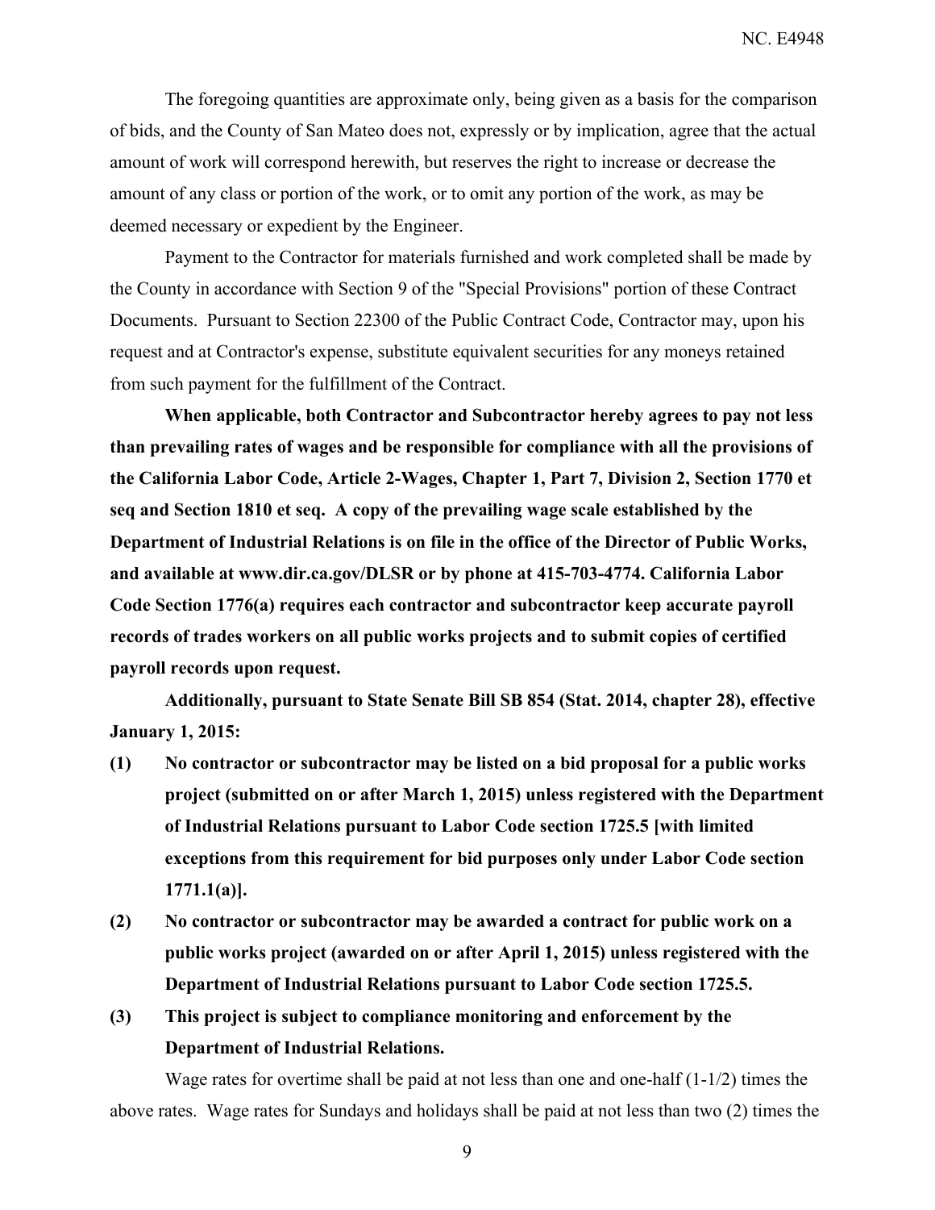The foregoing quantities are approximate only, being given as a basis for the comparison of bids, and the County of San Mateo does not, expressly or by implication, agree that the actual amount of work will correspond herewith, but reserves the right to increase or decrease the amount of any class or portion of the work, or to omit any portion of the work, as may be deemed necessary or expedient by the Engineer.

Payment to the Contractor for materials furnished and work completed shall be made by the County in accordance with Section 9 of the "Special Provisions" portion of these Contract Documents. Pursuant to Section 22300 of the Public Contract Code, Contractor may, upon his request and at Contractor's expense, substitute equivalent securities for any moneys retained from such payment for the fulfillment of the Contract.

**When applicable, both Contractor and Subcontractor hereby agrees to pay not less than prevailing rates of wages and be responsible for compliance with all the provisions of the California Labor Code, Article 2-Wages, Chapter 1, Part 7, Division 2, Section 1770 et seq and Section 1810 et seq. A copy of the prevailing wage scale established by the Department of Industrial Relations is on file in the office of the Director of Public Works, and available at www.dir.ca.gov/DLSR or by phone at 415-703-4774. California Labor Code Section 1776(a) requires each contractor and subcontractor keep accurate payroll records of trades workers on all public works projects and to submit copies of certified payroll records upon request.**

**Additionally, pursuant to State Senate Bill SB 854 (Stat. 2014, chapter 28), effective January 1, 2015:**

**(1) No contractor or subcontractor may be listed on a bid proposal for a public works project (submitted on or after March 1, 2015) unless registered with the Department of Industrial Relations pursuant to Labor Code section 1725.5 [with limited exceptions from this requirement for bid purposes only under Labor Code section 1771.1(a)].**

**(2) No contractor or subcontractor may be awarded a contract for public work on a public works project (awarded on or after April 1, 2015) unless registered with the Department of Industrial Relations pursuant to Labor Code section 1725.5.**

**(3) This project is subject to compliance monitoring and enforcement by the Department of Industrial Relations.**

Wage rates for overtime shall be paid at not less than one and one-half (1-1/2) times the above rates. Wage rates for Sundays and holidays shall be paid at not less than two (2) times the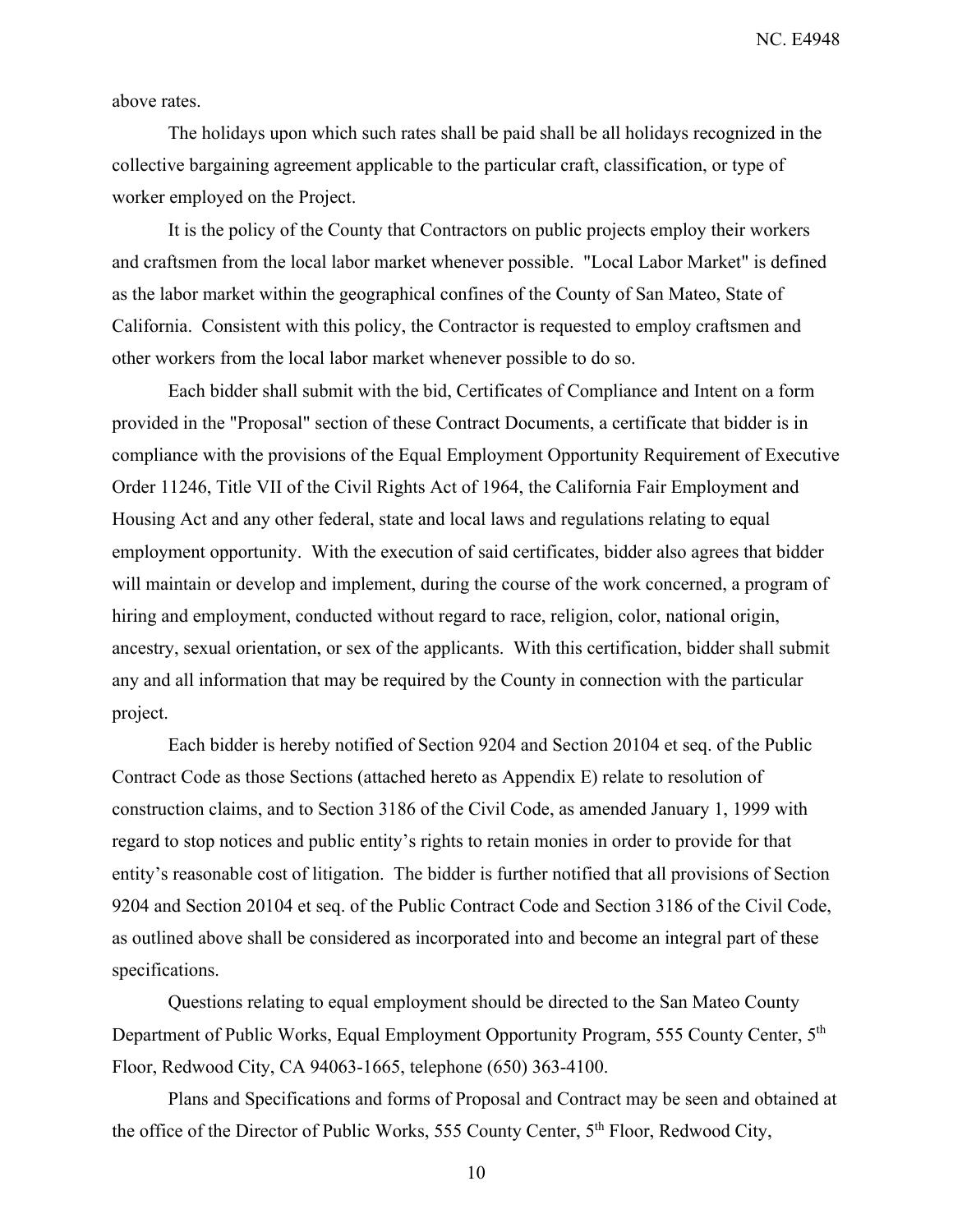above rates.

The holidays upon which such rates shall be paid shall be all holidays recognized in the collective bargaining agreement applicable to the particular craft, classification, or type of worker employed on the Project.

It is the policy of the County that Contractors on public projects employ their workers and craftsmen from the local labor market whenever possible. "Local Labor Market" is defined as the labor market within the geographical confines of the County of San Mateo, State of California. Consistent with this policy, the Contractor is requested to employ craftsmen and other workers from the local labor market whenever possible to do so.

Each bidder shall submit with the bid, Certificates of Compliance and Intent on a form provided in the "Proposal" section of these Contract Documents, a certificate that bidder is in compliance with the provisions of the Equal Employment Opportunity Requirement of Executive Order 11246, Title VII of the Civil Rights Act of 1964, the California Fair Employment and Housing Act and any other federal, state and local laws and regulations relating to equal employment opportunity. With the execution of said certificates, bidder also agrees that bidder will maintain or develop and implement, during the course of the work concerned, a program of hiring and employment, conducted without regard to race, religion, color, national origin, ancestry, sexual orientation, or sex of the applicants. With this certification, bidder shall submit any and all information that may be required by the County in connection with the particular project.

Each bidder is hereby notified of Section 9204 and Section 20104 et seq. of the Public Contract Code as those Sections (attached hereto as Appendix E) relate to resolution of construction claims, and to Section 3186 of the Civil Code, as amended January 1, 1999 with regard to stop notices and public entity's rights to retain monies in order to provide for that entity's reasonable cost of litigation. The bidder is further notified that all provisions of Section 9204 and Section 20104 et seq. of the Public Contract Code and Section 3186 of the Civil Code, as outlined above shall be considered as incorporated into and become an integral part of these specifications.

Questions relating to equal employment should be directed to the San Mateo County Department of Public Works, Equal Employment Opportunity Program, 555 County Center, 5th Floor, Redwood City, CA 94063-1665, telephone (650) 363-4100.

Plans and Specifications and forms of Proposal and Contract may be seen and obtained at the office of the Director of Public Works, 555 County Center, 5th Floor, Redwood City,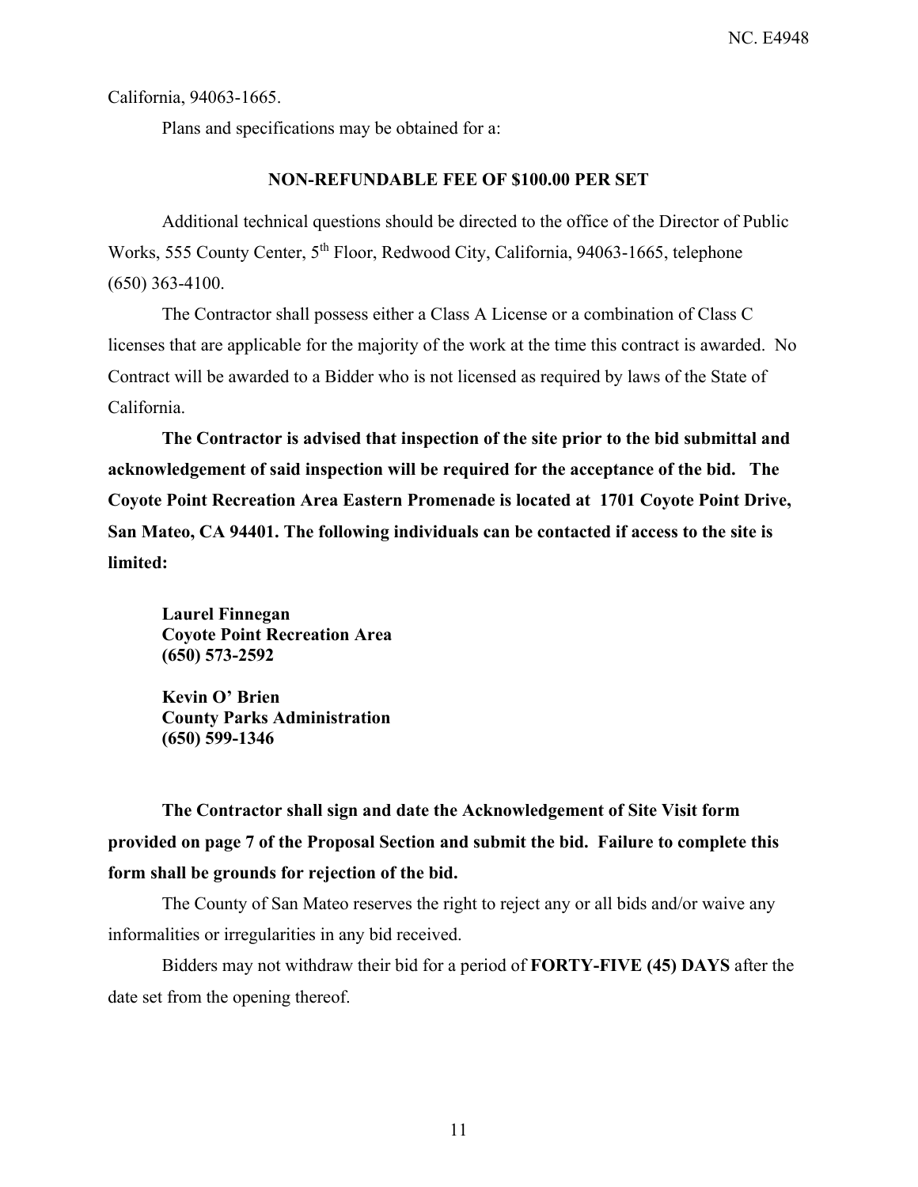California, 94063-1665.

Plans and specifications may be obtained for a:

**NON-REFUNDABLE FEE OF $100.00 PER SET**

Additional technical questions should be directed to the office of the Director of Public Works, 555 County Center, 5th Floor, Redwood City, California, 94063-1665, telephone (650) 363-4100.

The Contractor shall possess either a Class A License or a combination of Class C licenses that are applicable for the majority of the work at the time this contract is awarded. No Contract will be awarded to a Bidder who is not licensed as required by laws of the State of California.

**The Contractor is advised that inspection of the site prior to the bid submittal and acknowledgement of said inspection will be required for the acceptance of the bid. The Coyote Point Recreation Area Eastern Promenade is located at 1701 Coyote Point Drive, San Mateo, CA 94401. The following individuals can be contacted if access to the site is limited:**

**Laurel Finnegan**
**Coyote Point Recreation Area**
**(650) 573-2592**

**Kevin O' Brien**
**County Parks Administration**
**(650) 599-1346**

**The Contractor shall sign and date the Acknowledgement of Site Visit form provided on page 7 of the Proposal Section and submit the bid. Failure to complete this form shall be grounds for rejection of the bid.**

The County of San Mateo reserves the right to reject any or all bids and/or waive any informalities or irregularities in any bid received.

Bidders may not withdraw their bid for a period of **FORTY-FIVE (45) DAYS** after the date set from the opening thereof.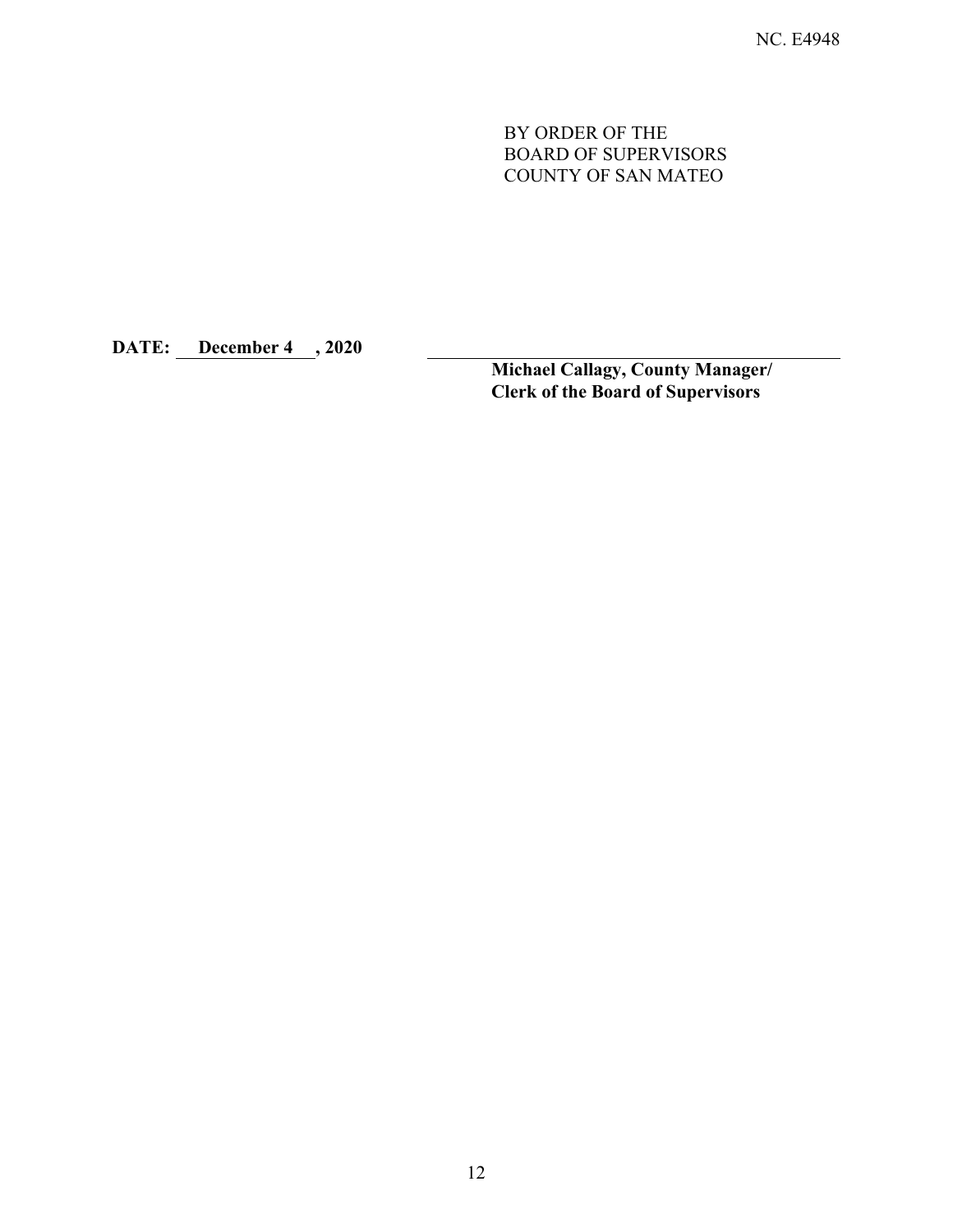NC. E4948

BY ORDER OF THE
BOARD OF SUPERVISORS
COUNTY OF SAN MATEO

**DATE: December 4 , 2020**

**Michael Callagy, County Manager/**
**Clerk of the Board of Supervisors**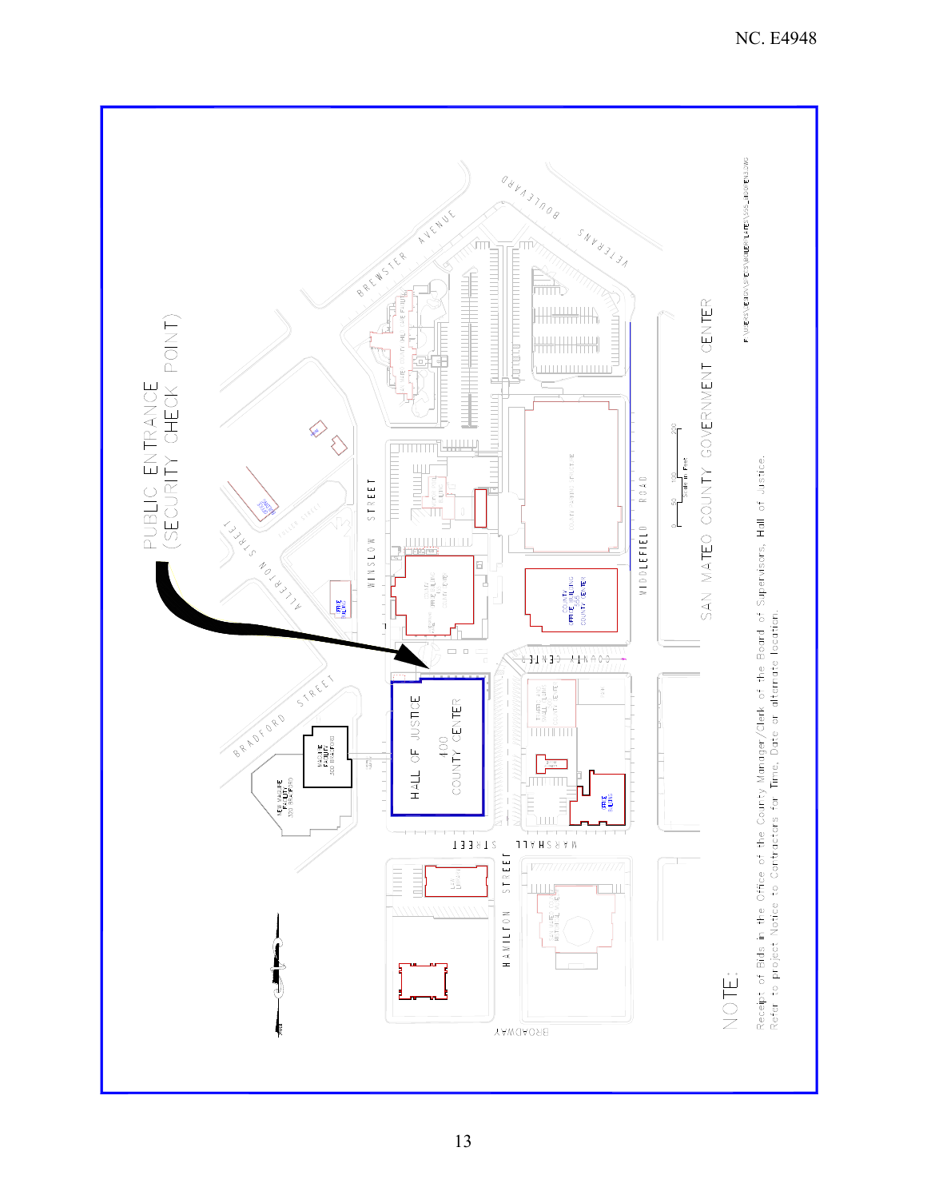NC. E4948

PUBLIC ENTRANCE
(SECURITY CHECK POINT)

HALL OF JUSTICE
400
COUNTY CENTER

BREWSTER AVENUE

VETERANS BOULEVARD

WINSLOW STREET

MIDDLEFIELD ROAD

ALLERTON STREET

BRADFORD STREET

MARSHALL STREET

HAMILTON STREET

BROADWAY

COUNTY CENTER

SAN MATEO COUNTY GOVERNMENT CENTER

NOTE:

Receipt of Bids in the Office of the County Manager/Clerk of the Board of Supervisors, Hall of Justice.
Refer to project Notice to Contractors for Time, Date or alternate location.